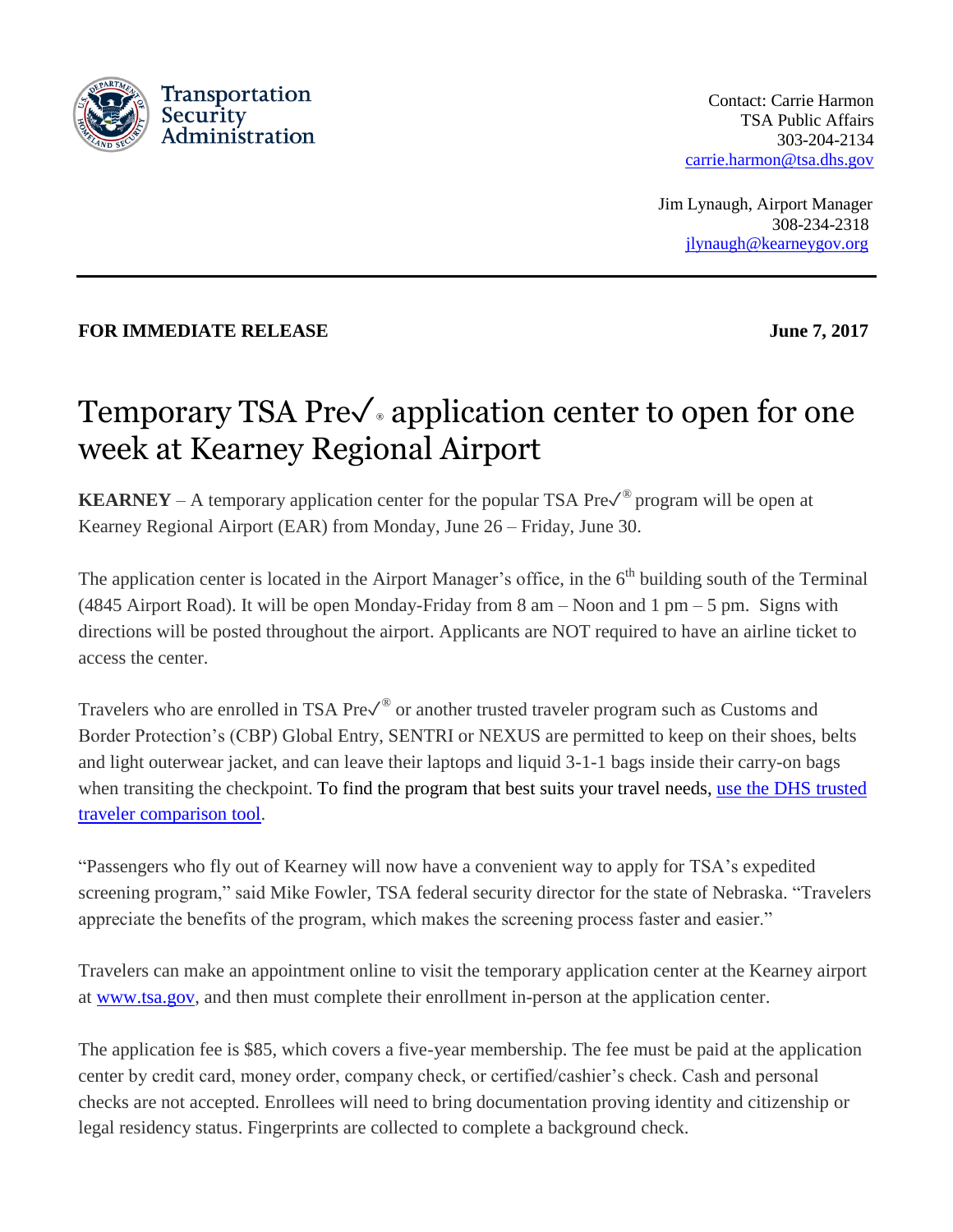Transportation Security Administration

Contact: Carrie Harmon
TSA Public Affairs
303-204-2134
carrie.harmon@tsa.dhs.gov

Jim Lynaugh, Airport Manager
308-234-2318
jlynaugh@kearneygov.org

---

**FOR IMMEDIATE RELEASE** **June 7, 2017**

# Temporary TSA Pre✓® application center to open for one week at Kearney Regional Airport

**KEARNEY** – A temporary application center for the popular TSA Pre✓® program will be open at Kearney Regional Airport (EAR) from Monday, June 26 – Friday, June 30.

The application center is located in the Airport Manager's office, in the 6th building south of the Terminal (4845 Airport Road). It will be open Monday-Friday from 8 am – Noon and 1 pm – 5 pm. Signs with directions will be posted throughout the airport. Applicants are NOT required to have an airline ticket to access the center.

Travelers who are enrolled in TSA Pre✓® or another trusted traveler program such as Customs and Border Protection's (CBP) Global Entry, SENTRI or NEXUS are permitted to keep on their shoes, belts and light outerwear jacket, and can leave their laptops and liquid 3-1-1 bags inside their carry-on bags when transiting the checkpoint. To find the program that best suits your travel needs, use the DHS trusted traveler comparison tool.

"Passengers who fly out of Kearney will now have a convenient way to apply for TSA's expedited screening program," said Mike Fowler, TSA federal security director for the state of Nebraska. "Travelers appreciate the benefits of the program, which makes the screening process faster and easier."

Travelers can make an appointment online to visit the temporary application center at the Kearney airport at www.tsa.gov, and then must complete their enrollment in-person at the application center.

The application fee is $85, which covers a five-year membership. The fee must be paid at the application center by credit card, money order, company check, or certified/cashier's check. Cash and personal checks are not accepted. Enrollees will need to bring documentation proving identity and citizenship or legal residency status. Fingerprints are collected to complete a background check.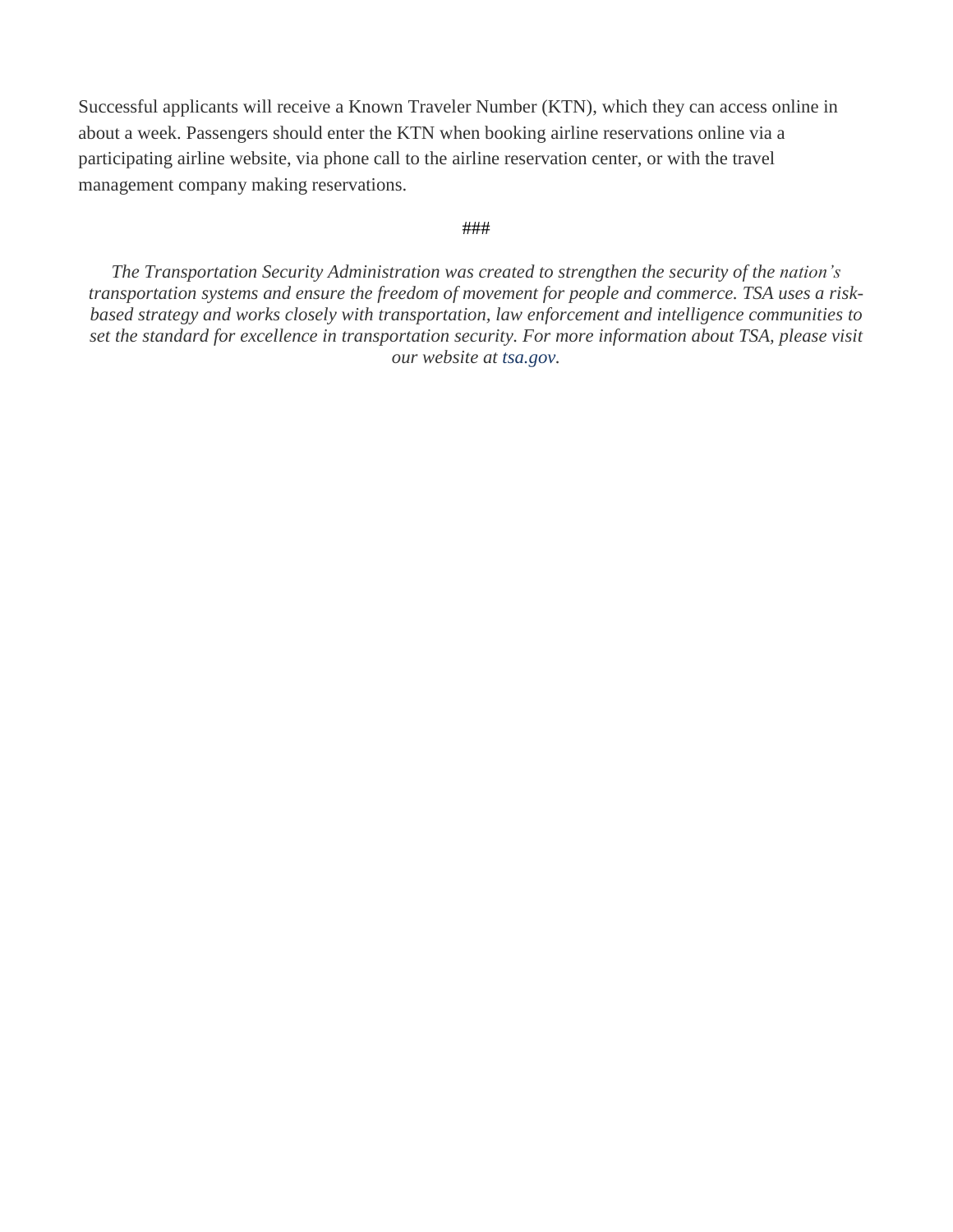Successful applicants will receive a Known Traveler Number (KTN), which they can access online in about a week. Passengers should enter the KTN when booking airline reservations online via a participating airline website, via phone call to the airline reservation center, or with the travel management company making reservations.

###

*The Transportation Security Administration was created to strengthen the security of the nation's transportation systems and ensure the freedom of movement for people and commerce. TSA uses a risk-based strategy and works closely with transportation, law enforcement and intelligence communities to set the standard for excellence in transportation security. For more information about TSA, please visit our website at tsa.gov.*